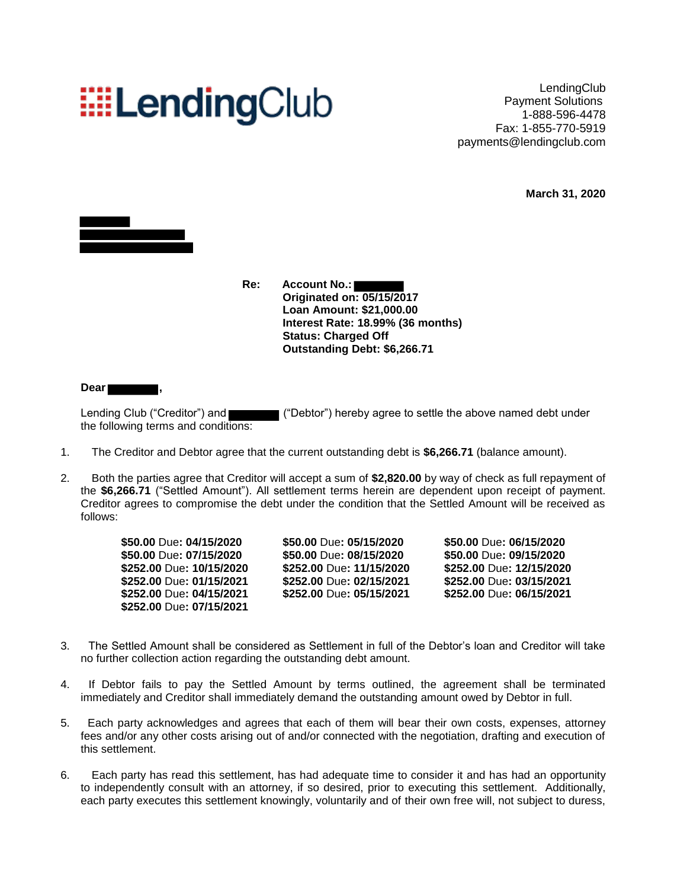# LendingClub

LendingClub
Payment Solutions
1-888-596-4478
Fax: 1-855-770-5919
payments@lendingclub.com

**March 31, 2020**

**Re:** **Account No.:**
**Originated on: 05/15/2017**
**Loan Amount: $21,000.00**
**Interest Rate: 18.99% (36 months)**
**Status: Charged Off**
**Outstanding Debt: $6,266.71**

**Dear ,**

Lending Club ("Creditor") and ("Debtor") hereby agree to settle the above named debt under the following terms and conditions:

1. The Creditor and Debtor agree that the current outstanding debt is **$6,266.71** (balance amount).

2. Both the parties agree that Creditor will accept a sum of **$2,820.00** by way of check as full repayment of the **$6,266.71** ("Settled Amount"). All settlement terms herein are dependent upon receipt of payment. Creditor agrees to compromise the debt under the condition that the Settled Amount will be received as follows:

| | | |
|---|---|---|
| **$50.00** Due: **04/15/2020** | **$50.00** Due: **05/15/2020** | **$50.00** Due: **06/15/2020** |
| **$50.00** Due: **07/15/2020** | **$50.00** Due: **08/15/2020** | **$50.00** Due: **09/15/2020** |
| **$252.00** Due: **10/15/2020** | **$252.00** Due: **11/15/2020** | **$252.00** Due: **12/15/2020** |
| **$252.00** Due: **01/15/2021** | **$252.00** Due: **02/15/2021** | **$252.00** Due: **03/15/2021** |
| **$252.00** Due: **04/15/2021** | **$252.00** Due: **05/15/2021** | **$252.00** Due: **06/15/2021** |
| **$252.00** Due: **07/15/2021** | | |

3. The Settled Amount shall be considered as Settlement in full of the Debtor's loan and Creditor will take no further collection action regarding the outstanding debt amount.

4. If Debtor fails to pay the Settled Amount by terms outlined, the agreement shall be terminated immediately and Creditor shall immediately demand the outstanding amount owed by Debtor in full.

5. Each party acknowledges and agrees that each of them will bear their own costs, expenses, attorney fees and/or any other costs arising out of and/or connected with the negotiation, drafting and execution of this settlement.

6. Each party has read this settlement, has had adequate time to consider it and has had an opportunity to independently consult with an attorney, if so desired, prior to executing this settlement. Additionally, each party executes this settlement knowingly, voluntarily and of their own free will, not subject to duress,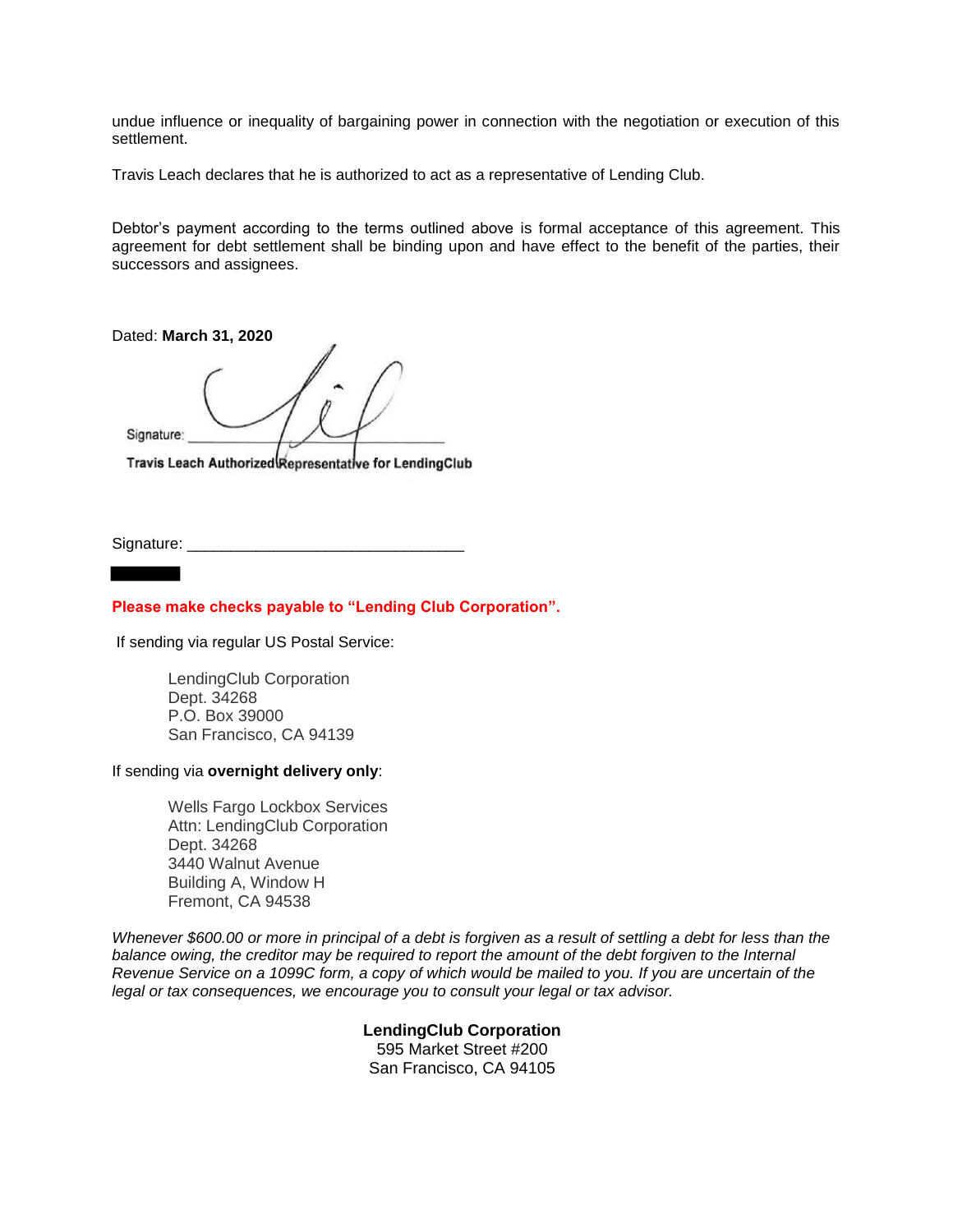undue influence or inequality of bargaining power in connection with the negotiation or execution of this settlement.

Travis Leach declares that he is authorized to act as a representative of Lending Club.

Debtor's payment according to the terms outlined above is formal acceptance of this agreement. This agreement for debt settlement shall be binding upon and have effect to the benefit of the parties, their successors and assignees.

Dated: **March 31, 2020**

Signature: ______________________________

**Travis Leach Authorized Representative for LendingClub**

Signature: ______________________________

**Please make checks payable to "Lending Club Corporation".**

If sending via regular US Postal Service:

LendingClub Corporation
Dept. 34268
P.O. Box 39000
San Francisco, CA 94139

If sending via **overnight delivery only**:

Wells Fargo Lockbox Services
Attn: LendingClub Corporation
Dept. 34268
3440 Walnut Avenue
Building A, Window H
Fremont, CA 94538

*Whenever $600.00 or more in principal of a debt is forgiven as a result of settling a debt for less than the balance owing, the creditor may be required to report the amount of the debt forgiven to the Internal Revenue Service on a 1099C form, a copy of which would be mailed to you. If you are uncertain of the legal or tax consequences, we encourage you to consult your legal or tax advisor.*

**LendingClub Corporation**
595 Market Street #200
San Francisco, CA 94105